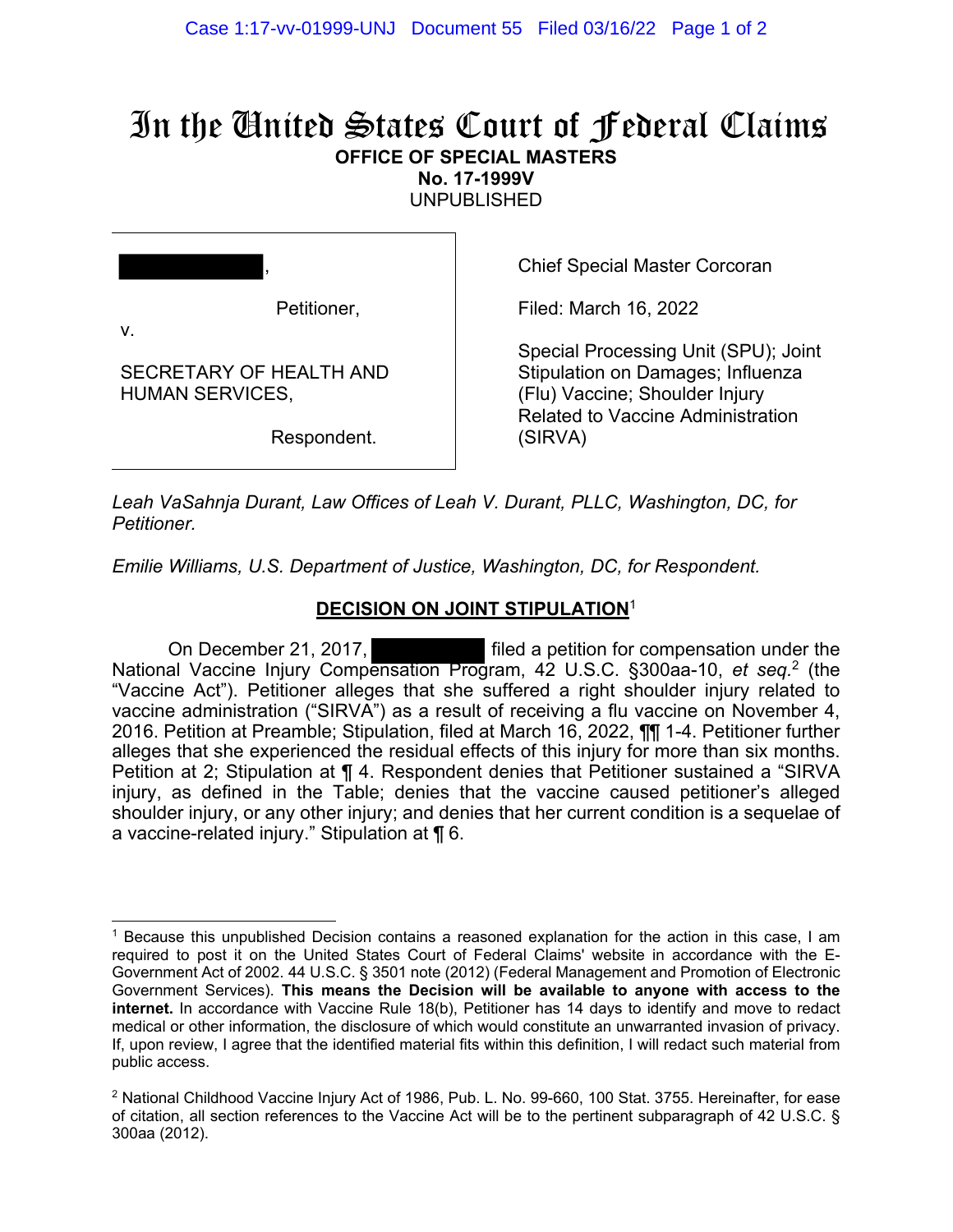# In the United States Court of Federal Claims

**OFFICE OF SPECIAL MASTERS**

**No. 17-1999V**

UNPUBLISHED

| | |
|---|---|
| [REDACTED], Petitioner, v. SECRETARY OF HEALTH AND HUMAN SERVICES, Respondent. | Chief Special Master Corcoran<br><br>Filed: March 16, 2022<br><br>Special Processing Unit (SPU); Joint Stipulation on Damages; Influenza (Flu) Vaccine; Shoulder Injury Related to Vaccine Administration (SIRVA) |

*Leah VaSahnja Durant, Law Offices of Leah V. Durant, PLLC, Washington, DC, for Petitioner.*

*Emilie Williams, U.S. Department of Justice, Washington, DC, for Respondent.*

## DECISION ON JOINT STIPULATION[1]

On December 21, 2017, [REDACTED] filed a petition for compensation under the National Vaccine Injury Compensation Program, 42 U.S.C. §300aa-10, *et seq.*[2] (the "Vaccine Act"). Petitioner alleges that she suffered a right shoulder injury related to vaccine administration ("SIRVA") as a result of receiving a flu vaccine on November 4, 2016. Petition at Preamble; Stipulation, filed at March 16, 2022, ¶¶ 1-4. Petitioner further alleges that she experienced the residual effects of this injury for more than six months. Petition at 2; Stipulation at ¶ 4. Respondent denies that Petitioner sustained a "SIRVA injury, as defined in the Table; denies that the vaccine caused petitioner's alleged shoulder injury, or any other injury; and denies that her current condition is a sequelae of a vaccine-related injury." Stipulation at ¶ 6.

---

[1] Because this unpublished Decision contains a reasoned explanation for the action in this case, I am required to post it on the United States Court of Federal Claims' website in accordance with the E-Government Act of 2002. 44 U.S.C. § 3501 note (2012) (Federal Management and Promotion of Electronic Government Services). **This means the Decision will be available to anyone with access to the internet.** In accordance with Vaccine Rule 18(b), Petitioner has 14 days to identify and move to redact medical or other information, the disclosure of which would constitute an unwarranted invasion of privacy. If, upon review, I agree that the identified material fits within this definition, I will redact such material from public access.

[2] National Childhood Vaccine Injury Act of 1986, Pub. L. No. 99-660, 100 Stat. 3755. Hereinafter, for ease of citation, all section references to the Vaccine Act will be to the pertinent subparagraph of 42 U.S.C. § 300aa (2012).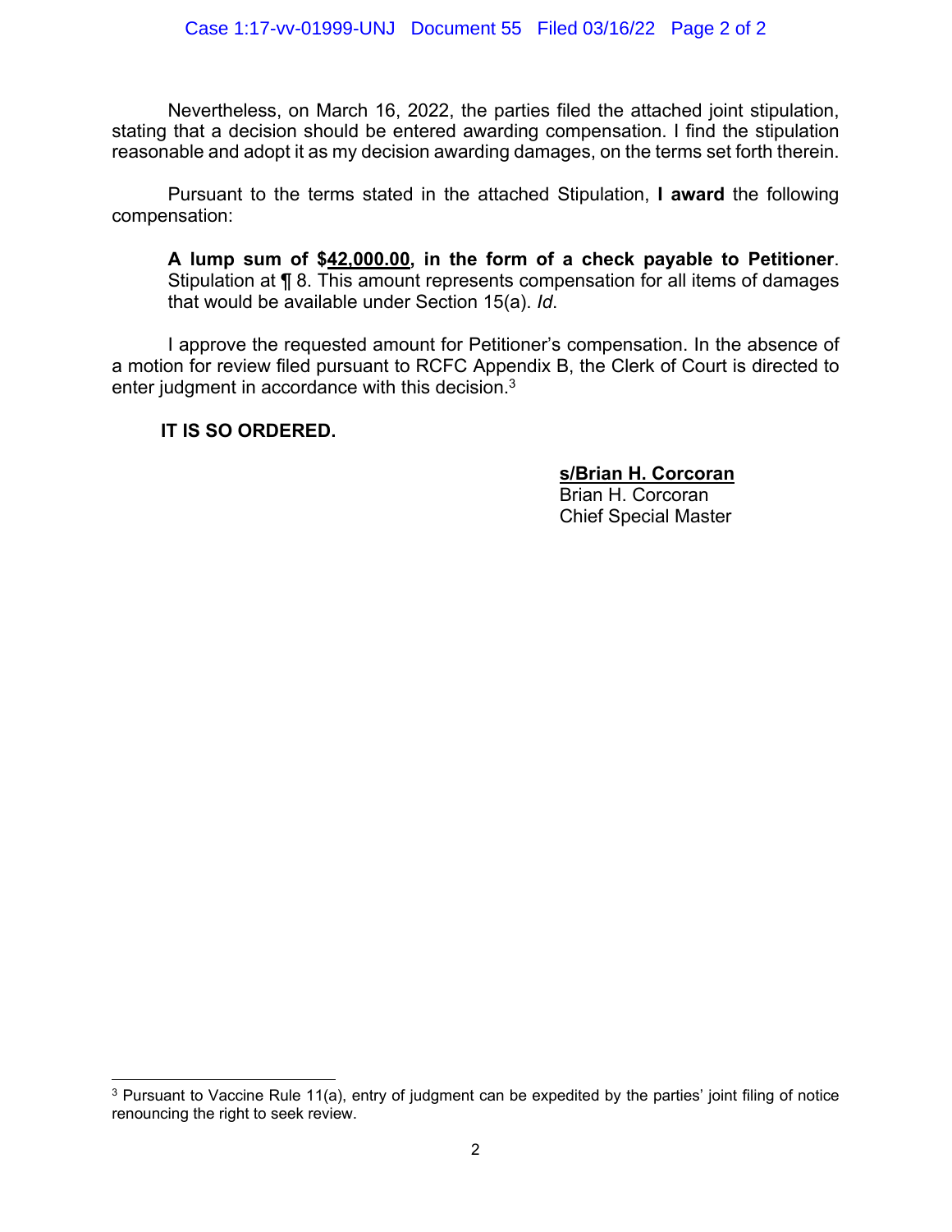Nevertheless, on March 16, 2022, the parties filed the attached joint stipulation, stating that a decision should be entered awarding compensation. I find the stipulation reasonable and adopt it as my decision awarding damages, on the terms set forth therein.

Pursuant to the terms stated in the attached Stipulation, **I award** the following compensation:

> **A lump sum of $42,000.00, in the form of a check payable to Petitioner**. Stipulation at ¶ 8. This amount represents compensation for all items of damages that would be available under Section 15(a). *Id*.

I approve the requested amount for Petitioner's compensation. In the absence of a motion for review filed pursuant to RCFC Appendix B, the Clerk of Court is directed to enter judgment in accordance with this decision.[3]

**IT IS SO ORDERED.**

**s/Brian H. Corcoran**
Brian H. Corcoran
Chief Special Master

---

[3] Pursuant to Vaccine Rule 11(a), entry of judgment can be expedited by the parties' joint filing of notice renouncing the right to seek review.